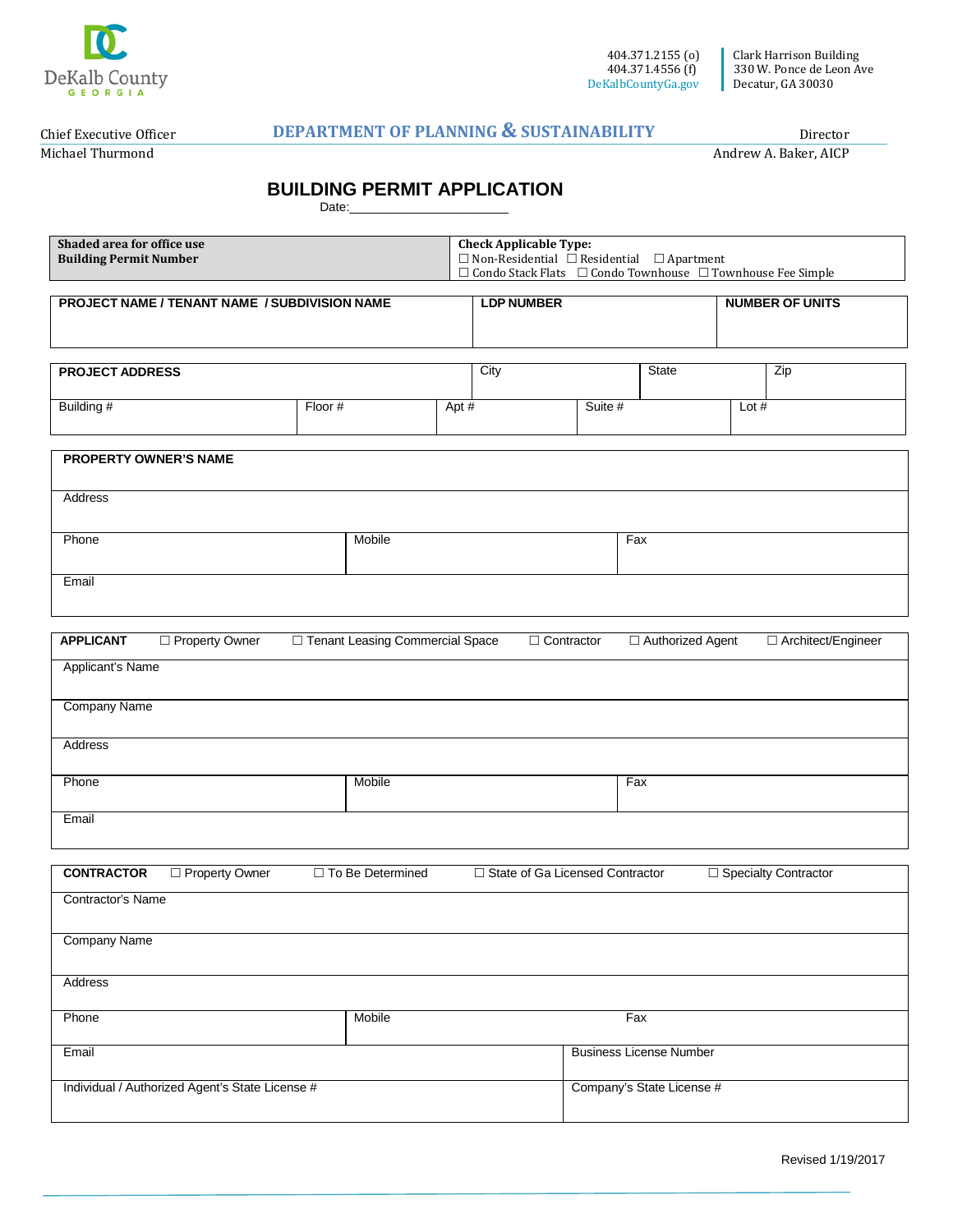DeKalb County
GEORGIA

404.371.2155 (o)
404.371.4556 (f)
DeKalbCountyGa.gov

Clark Harrison Building
330 W. Ponce de Leon Ave
Decatur, GA 30030

Chief Executive Officer
Michael Thurmond

**DEPARTMENT OF PLANNING & SUSTAINABILITY**

Director
Andrew A. Baker, AICP

# BUILDING PERMIT APPLICATION

Date:________________________

| **Shaded area for office use** **Building Permit Number** | **Check Applicable Type:** ☐ Non-Residential ☐ Residential ☐ Apartment ☐ Condo Stack Flats ☐ Condo Townhouse ☐ Townhouse Fee Simple |
|---|---|
| | |

| **PROJECT NAME / TENANT NAME / SUBDIVISION NAME** | **LDP NUMBER** | **NUMBER OF UNITS** |
|---|---|---|
| | | |

| **PROJECT ADDRESS** | | City | State | Zip |
|---|---|---|---|---|
| Building # | Floor # | Apt # | Suite # | Lot # |

| **PROPERTY OWNER'S NAME** | | |
|---|---|---|
| Address | | |
| Phone | Mobile | Fax |
| Email | | |

| **APPLICANT** ☐ Property Owner ☐ Tenant Leasing Commercial Space ☐ Contractor ☐ Authorized Agent ☐ Architect/Engineer | | |
|---|---|---|
| Applicant's Name | | |
| Company Name | | |
| Address | | |
| Phone | Mobile | Fax |
| Email | | |

| **CONTRACTOR** ☐ Property Owner ☐ To Be Determined ☐ State of Ga Licensed Contractor ☐ Specialty Contractor | | |
|---|---|---|
| Contractor's Name | | |
| Company Name | | |
| Address | | |
| Phone | Mobile | Fax |
| Email | | Business License Number |
| Individual / Authorized Agent's State License # | | Company's State License # |

Revised 1/19/2017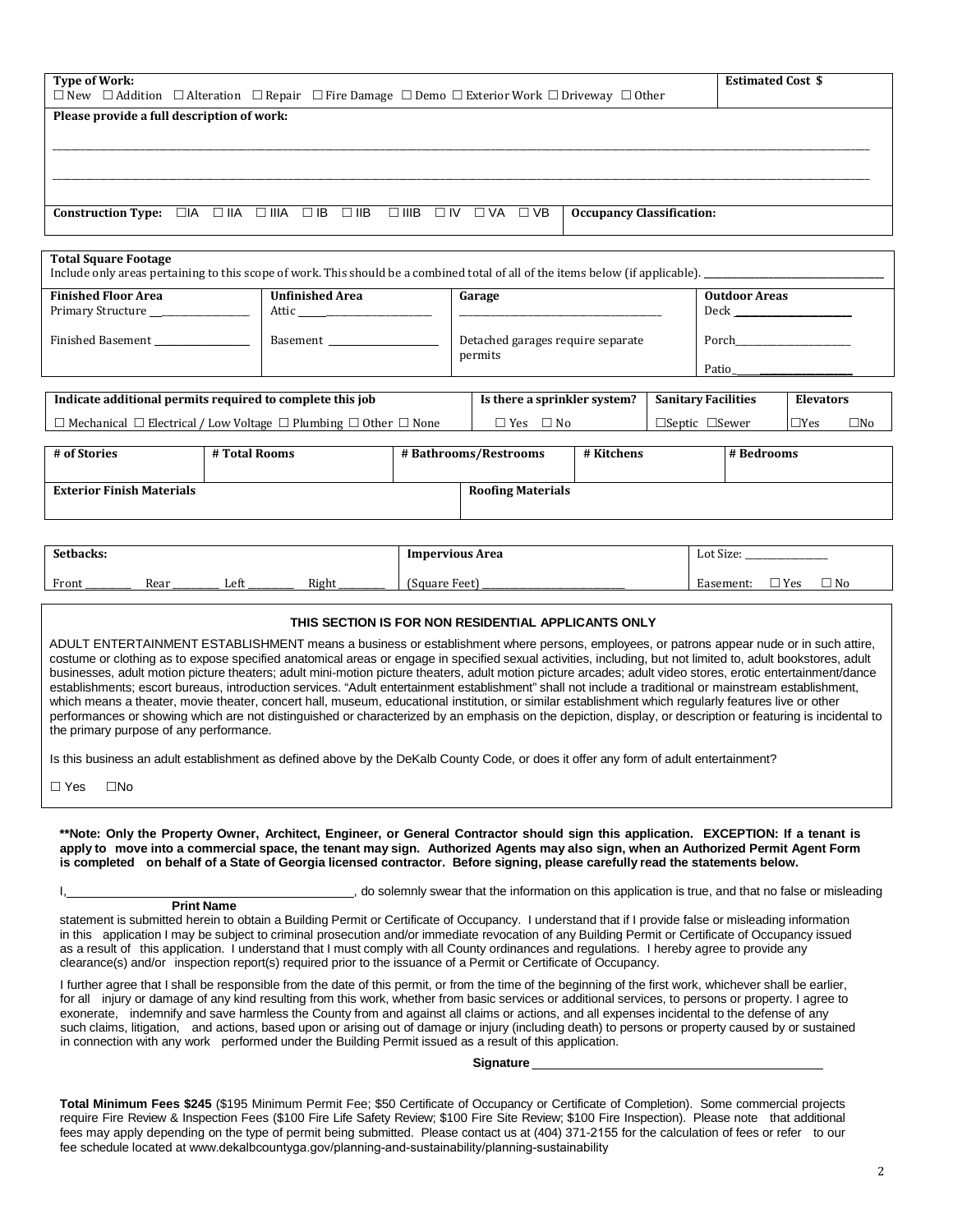| Type of Work: ☐ New ☐ Addition ☐ Alteration ☐ Repair ☐ Fire Damage ☐ Demo ☐ Exterior Work ☐ Driveway ☐ Other | Estimated Cost $ |
|---|---|
| **Please provide a full description of work:** | |
| **Construction Type:** ☐IA ☐ IIA ☐ IIIA ☐ IB ☐ IIB ☐ IIIB ☐ IV ☐ VA ☐ VB | **Occupancy Classification:** |

**Total Square Footage**
Include only areas pertaining to this scope of work. This should be a combined total of all of the items below (if applicable). ______________

| Finished Floor Area | Unfinished Area | Garage | Outdoor Areas |
|---|---|---|---|
| Primary Structure ____________ | Attic ____________ | ____________ | Deck ____________ |
| Finished Basement ____________ | Basement ____________ | Detached garages require separate permits | Porch____________ |
| | | | Patio____________ |

| Indicate additional permits required to complete this job | Is there a sprinkler system? | Sanitary Facilities | Elevators |
|---|---|---|---|
| ☐ Mechanical ☐ Electrical / Low Voltage ☐ Plumbing ☐ Other ☐ None | ☐ Yes ☐ No | ☐Septic ☐Sewer | ☐Yes ☐No |

| # of Stories | # Total Rooms | # Bathrooms/Restrooms | # Kitchens | # Bedrooms |
|---|---|---|---|---|
| | | | | |

| Exterior Finish Materials | Roofing Materials |
|---|---|
| | |

| Setbacks: | Impervious Area | Lot Size: ____________ |
|---|---|---|
| Front ________ Rear ________ Left ________ Right ________ | (Square Feet) ____________ | Easement: ☐ Yes ☐ No |

**THIS SECTION IS FOR NON RESIDENTIAL APPLICANTS ONLY**

ADULT ENTERTAINMENT ESTABLISHMENT means a business or establishment where persons, employees, or patrons appear nude or in such attire, costume or clothing as to expose specified anatomical areas or engage in specified sexual activities, including, but not limited to, adult bookstores, adult businesses, adult motion picture theaters; adult mini-motion picture theaters, adult motion picture arcades; adult video stores, erotic entertainment/dance establishments; escort bureaus, introduction services. "Adult entertainment establishment" shall not include a traditional or mainstream establishment, which means a theater, movie theater, concert hall, museum, educational institution, or similar establishment which regularly features live or other performances or showing which are not distinguished or characterized by an emphasis on the depiction, display, or description or featuring is incidental to the primary purpose of any performance.

Is this business an adult establishment as defined above by the DeKalb County Code, or does it offer any form of adult entertainment?

☐ Yes ☐No

**\*\*Note: Only the Property Owner, Architect, Engineer, or General Contractor should sign this application. EXCEPTION: If a tenant is apply to move into a commercial space, the tenant may sign. Authorized Agents may also sign, when an Authorized Permit Agent Form is completed on behalf of a State of Georgia licensed contractor. Before signing, please carefully read the statements below.**

I,________________________________, do solemnly swear that the information on this application is true, and that no false or misleading
**Print Name**
statement is submitted herein to obtain a Building Permit or Certificate of Occupancy. I understand that if I provide false or misleading information in this application I may be subject to criminal prosecution and/or immediate revocation of any Building Permit or Certificate of Occupancy issued as a result of this application. I understand that I must comply with all County ordinances and regulations. I hereby agree to provide any clearance(s) and/or inspection report(s) required prior to the issuance of a Permit or Certificate of Occupancy.

I further agree that I shall be responsible from the date of this permit, or from the time of the beginning of the first work, whichever shall be earlier, for all injury or damage of any kind resulting from this work, whether from basic services or additional services, to persons or property. I agree to exonerate, indemnify and save harmless the County from and against all claims or actions, and all expenses incidental to the defense of any such claims, litigation, and actions, based upon or arising out of damage or injury (including death) to persons or property caused by or sustained in connection with any work performed under the Building Permit issued as a result of this application.

**Signature** ________________________________

**Total Minimum Fees $245** ($195 Minimum Permit Fee; $50 Certificate of Occupancy or Certificate of Completion). Some commercial projects require Fire Review & Inspection Fees ($100 Fire Life Safety Review; $100 Fire Site Review; $100 Fire Inspection). Please note that additional fees may apply depending on the type of permit being submitted. Please contact us at (404) 371-2155 for the calculation of fees or refer to our fee schedule located at www.dekalbcountyga.gov/planning-and-sustainability/planning-sustainability